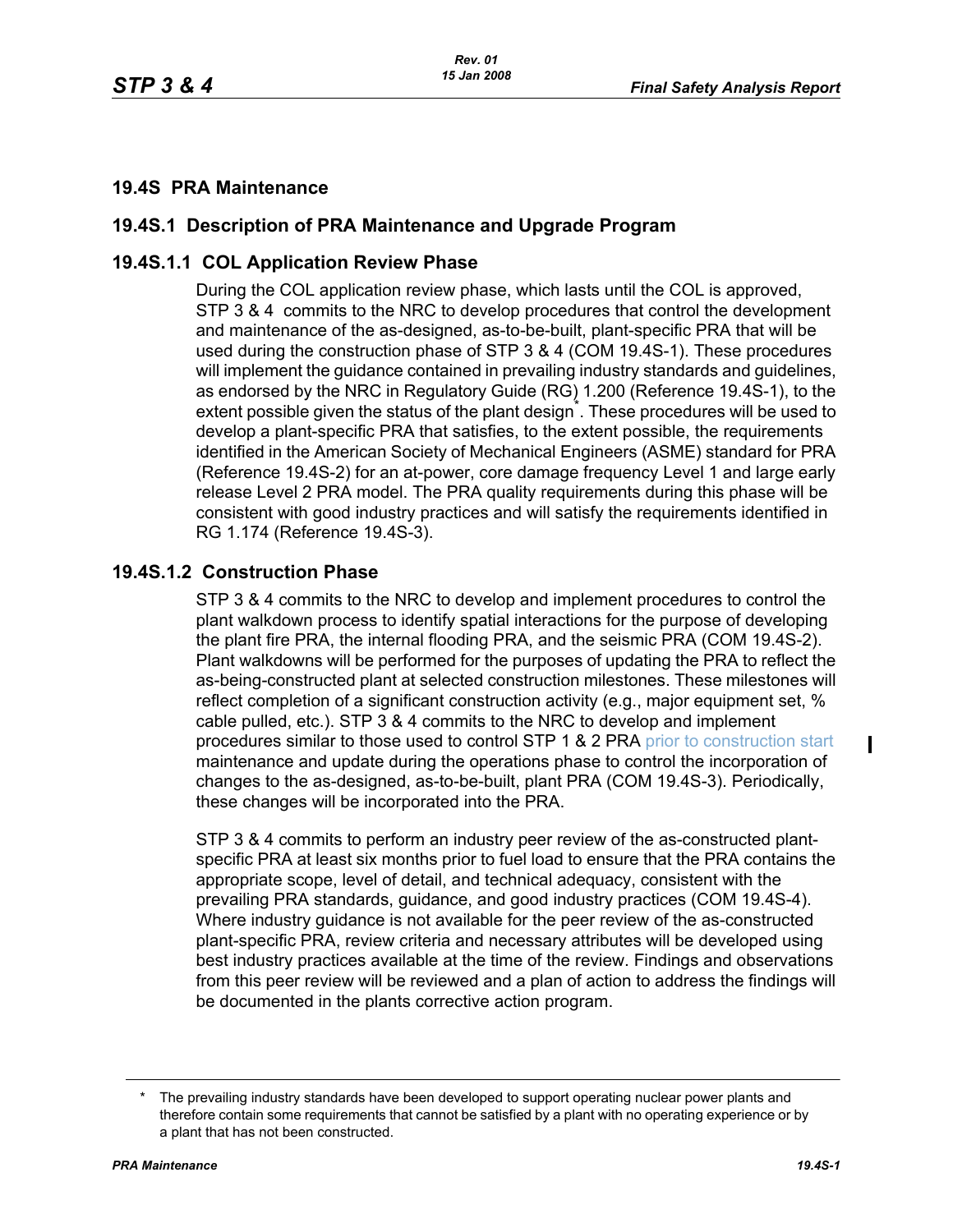## 19.4S PRA Maintenance

## 19.4S.1 Description of PRA Maintenance and Upgrade Program

### 19.4S.1.1 COL Application Review Phase

During the COL application review phase, which lasts until the COL is approved, STP 3 & 4 commits to the NRC to develop procedures that control the development and maintenance of the as-designed, as-to-be-built, plant-specific PRA that will be used during the construction phase of STP 3 & 4 (COM 19.4S-1). These procedures will implement the guidance contained in prevailing industry standards and guidelines, as endorsed by the NRC in Regulatory Guide (RG) 1.200 (Reference 19.4S-1), to the extent possible given the status of the plant design*. These procedures will be used to develop a plant-specific PRA that satisfies, to the extent possible, the requirements identified in the American Society of Mechanical Engineers (ASME) standard for PRA (Reference 19.4S-2) for an at-power, core damage frequency Level 1 and large early release Level 2 PRA model. The PRA quality requirements during this phase will be consistent with good industry practices and will satisfy the requirements identified in RG 1.174 (Reference 19.4S-3).

### 19.4S.1.2 Construction Phase

STP 3 & 4 commits to the NRC to develop and implement procedures to control the plant walkdown process to identify spatial interactions for the purpose of developing the plant fire PRA, the internal flooding PRA, and the seismic PRA (COM 19.4S-2). Plant walkdowns will be performed for the purposes of updating the PRA to reflect the as-being-constructed plant at selected construction milestones. These milestones will reflect completion of a significant construction activity (e.g., major equipment set, % cable pulled, etc.). STP 3 & 4 commits to the NRC to develop and implement procedures similar to those used to control STP 1 & 2 PRA prior to construction start maintenance and update during the operations phase to control the incorporation of changes to the as-designed, as-to-be-built, plant PRA (COM 19.4S-3). Periodically, these changes will be incorporated into the PRA.

STP 3 & 4 commits to perform an industry peer review of the as-constructed plant-specific PRA at least six months prior to fuel load to ensure that the PRA contains the appropriate scope, level of detail, and technical adequacy, consistent with the prevailing PRA standards, guidance, and good industry practices (COM 19.4S-4). Where industry guidance is not available for the peer review of the as-constructed plant-specific PRA, review criteria and necessary attributes will be developed using best industry practices available at the time of the review. Findings and observations from this peer review will be reviewed and a plan of action to address the findings will be documented in the plants corrective action program.

---

* The prevailing industry standards have been developed to support operating nuclear power plants and therefore contain some requirements that cannot be satisfied by a plant with no operating experience or by a plant that has not been constructed.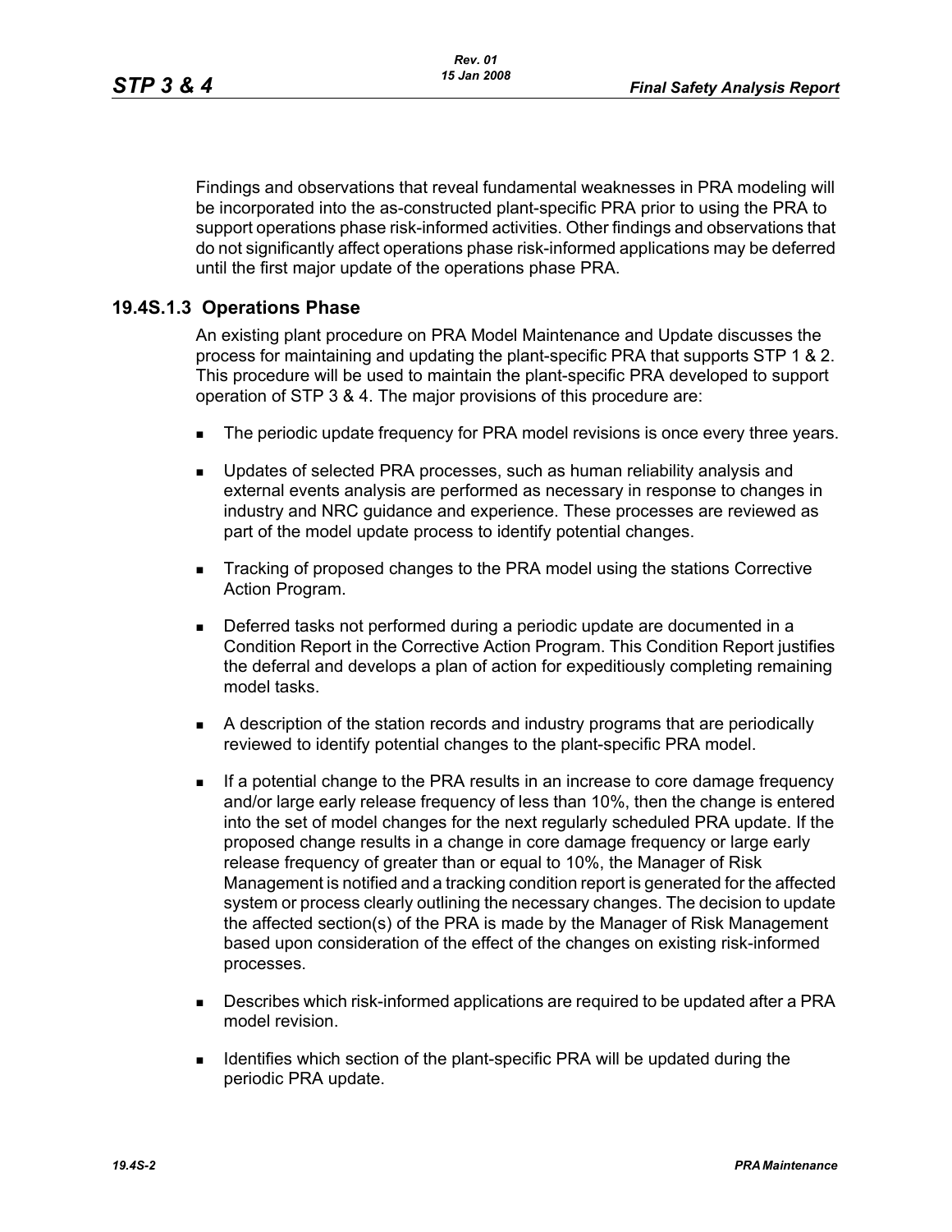Findings and observations that reveal fundamental weaknesses in PRA modeling will be incorporated into the as-constructed plant-specific PRA prior to using the PRA to support operations phase risk-informed activities. Other findings and observations that do not significantly affect operations phase risk-informed applications may be deferred until the first major update of the operations phase PRA.

### 19.4S.1.3 Operations Phase

An existing plant procedure on PRA Model Maintenance and Update discusses the process for maintaining and updating the plant-specific PRA that supports STP 1 & 2. This procedure will be used to maintain the plant-specific PRA developed to support operation of STP 3 & 4. The major provisions of this procedure are:

- The periodic update frequency for PRA model revisions is once every three years.
- Updates of selected PRA processes, such as human reliability analysis and external events analysis are performed as necessary in response to changes in industry and NRC guidance and experience. These processes are reviewed as part of the model update process to identify potential changes.
- Tracking of proposed changes to the PRA model using the stations Corrective Action Program.
- Deferred tasks not performed during a periodic update are documented in a Condition Report in the Corrective Action Program. This Condition Report justifies the deferral and develops a plan of action for expeditiously completing remaining model tasks.
- A description of the station records and industry programs that are periodically reviewed to identify potential changes to the plant-specific PRA model.
- If a potential change to the PRA results in an increase to core damage frequency and/or large early release frequency of less than 10%, then the change is entered into the set of model changes for the next regularly scheduled PRA update. If the proposed change results in a change in core damage frequency or large early release frequency of greater than or equal to 10%, the Manager of Risk Management is notified and a tracking condition report is generated for the affected system or process clearly outlining the necessary changes. The decision to update the affected section(s) of the PRA is made by the Manager of Risk Management based upon consideration of the effect of the changes on existing risk-informed processes.
- Describes which risk-informed applications are required to be updated after a PRA model revision.
- Identifies which section of the plant-specific PRA will be updated during the periodic PRA update.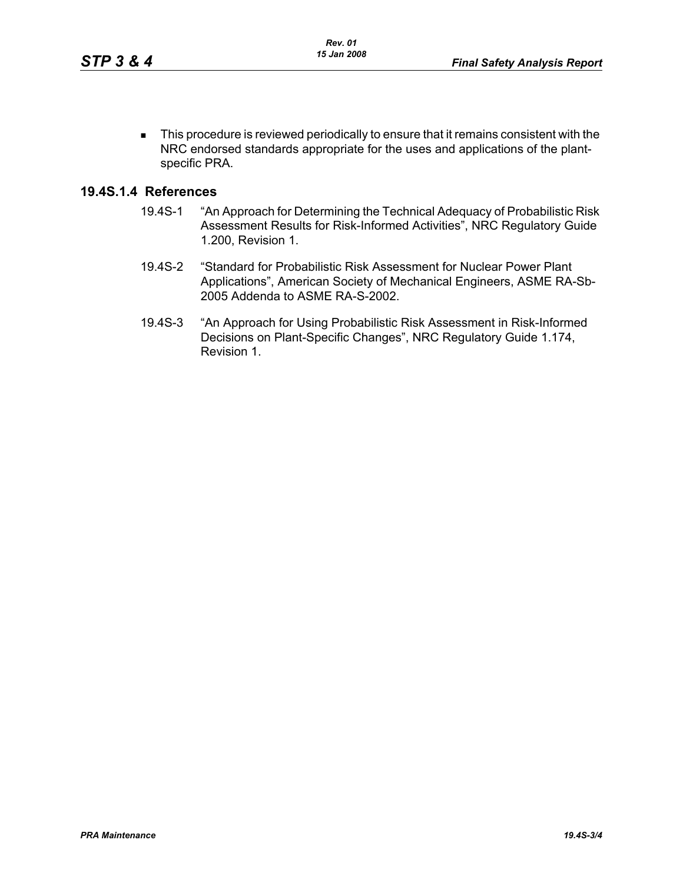- This procedure is reviewed periodically to ensure that it remains consistent with the NRC endorsed standards appropriate for the uses and applications of the plant-specific PRA.

## 19.4S.1.4 References

19.4S-1 "An Approach for Determining the Technical Adequacy of Probabilistic Risk Assessment Results for Risk-Informed Activities", NRC Regulatory Guide 1.200, Revision 1.

19.4S-2 "Standard for Probabilistic Risk Assessment for Nuclear Power Plant Applications", American Society of Mechanical Engineers, ASME RA-Sb-2005 Addenda to ASME RA-S-2002.

19.4S-3 "An Approach for Using Probabilistic Risk Assessment in Risk-Informed Decisions on Plant-Specific Changes", NRC Regulatory Guide 1.174, Revision 1.